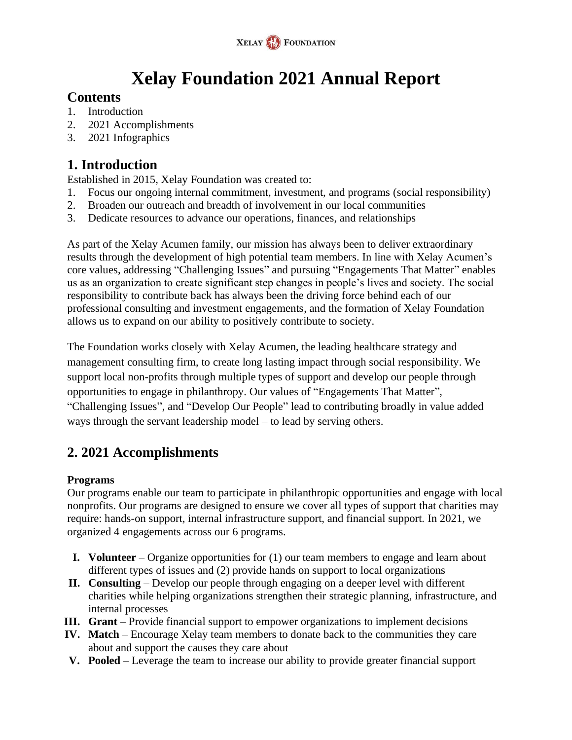# Xelay Foundation 2021 Annual Report

## Contents

1. Introduction
2. 2021 Accomplishments
3. 2021 Infographics

## 1. Introduction

Established in 2015, Xelay Foundation was created to:

1. Focus our ongoing internal commitment, investment, and programs (social responsibility)
2. Broaden our outreach and breadth of involvement in our local communities
3. Dedicate resources to advance our operations, finances, and relationships

As part of the Xelay Acumen family, our mission has always been to deliver extraordinary results through the development of high potential team members. In line with Xelay Acumen's core values, addressing "Challenging Issues" and pursuing "Engagements That Matter" enables us as an organization to create significant step changes in people's lives and society. The social responsibility to contribute back has always been the driving force behind each of our professional consulting and investment engagements, and the formation of Xelay Foundation allows us to expand on our ability to positively contribute to society.

The Foundation works closely with Xelay Acumen, the leading healthcare strategy and management consulting firm, to create long lasting impact through social responsibility. We support local non-profits through multiple types of support and develop our people through opportunities to engage in philanthropy. Our values of "Engagements That Matter", "Challenging Issues", and "Develop Our People" lead to contributing broadly in value added ways through the servant leadership model – to lead by serving others.

## 2. 2021 Accomplishments

### Programs

Our programs enable our team to participate in philanthropic opportunities and engage with local nonprofits. Our programs are designed to ensure we cover all types of support that charities may require: hands-on support, internal infrastructure support, and financial support. In 2021, we organized 4 engagements across our 6 programs.

I. **Volunteer** – Organize opportunities for (1) our team members to engage and learn about different types of issues and (2) provide hands on support to local organizations
II. **Consulting** – Develop our people through engaging on a deeper level with different charities while helping organizations strengthen their strategic planning, infrastructure, and internal processes
III. **Grant** – Provide financial support to empower organizations to implement decisions
IV. **Match** – Encourage Xelay team members to donate back to the communities they care about and support the causes they care about
V. **Pooled** – Leverage the team to increase our ability to provide greater financial support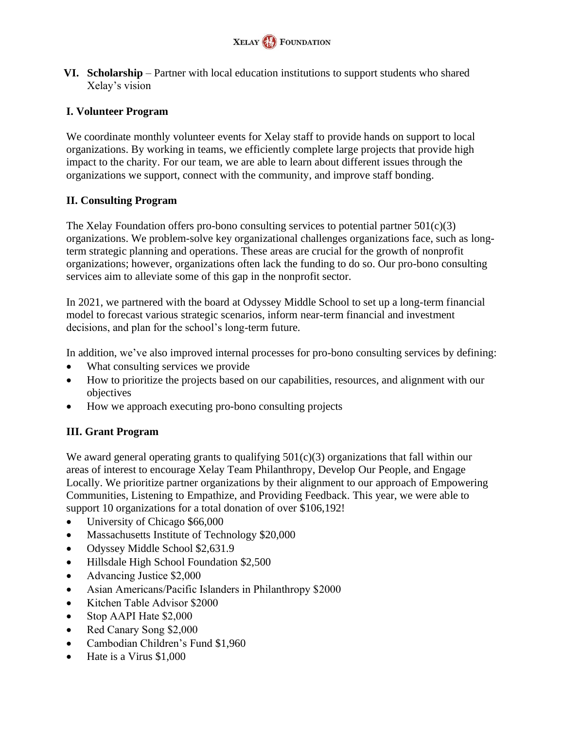**VI. Scholarship** – Partner with local education institutions to support students who shared Xelay's vision

### I. Volunteer Program

We coordinate monthly volunteer events for Xelay staff to provide hands on support to local organizations. By working in teams, we efficiently complete large projects that provide high impact to the charity. For our team, we are able to learn about different issues through the organizations we support, connect with the community, and improve staff bonding.

### II. Consulting Program

The Xelay Foundation offers pro-bono consulting services to potential partner 501(c)(3) organizations. We problem-solve key organizational challenges organizations face, such as long-term strategic planning and operations. These areas are crucial for the growth of nonprofit organizations; however, organizations often lack the funding to do so. Our pro-bono consulting services aim to alleviate some of this gap in the nonprofit sector.

In 2021, we partnered with the board at Odyssey Middle School to set up a long-term financial model to forecast various strategic scenarios, inform near-term financial and investment decisions, and plan for the school's long-term future.

In addition, we've also improved internal processes for pro-bono consulting services by defining:

- What consulting services we provide
- How to prioritize the projects based on our capabilities, resources, and alignment with our objectives
- How we approach executing pro-bono consulting projects

### III. Grant Program

We award general operating grants to qualifying 501(c)(3) organizations that fall within our areas of interest to encourage Xelay Team Philanthropy, Develop Our People, and Engage Locally. We prioritize partner organizations by their alignment to our approach of Empowering Communities, Listening to Empathize, and Providing Feedback. This year, we were able to support 10 organizations for a total donation of over $106,192!

- University of Chicago $66,000
- Massachusetts Institute of Technology $20,000
- Odyssey Middle School $2,631.9
- Hillsdale High School Foundation $2,500
- Advancing Justice $2,000
- Asian Americans/Pacific Islanders in Philanthropy $2000
- Kitchen Table Advisor $2000
- Stop AAPI Hate $2,000
- Red Canary Song $2,000
- Cambodian Children's Fund $1,960
- Hate is a Virus $1,000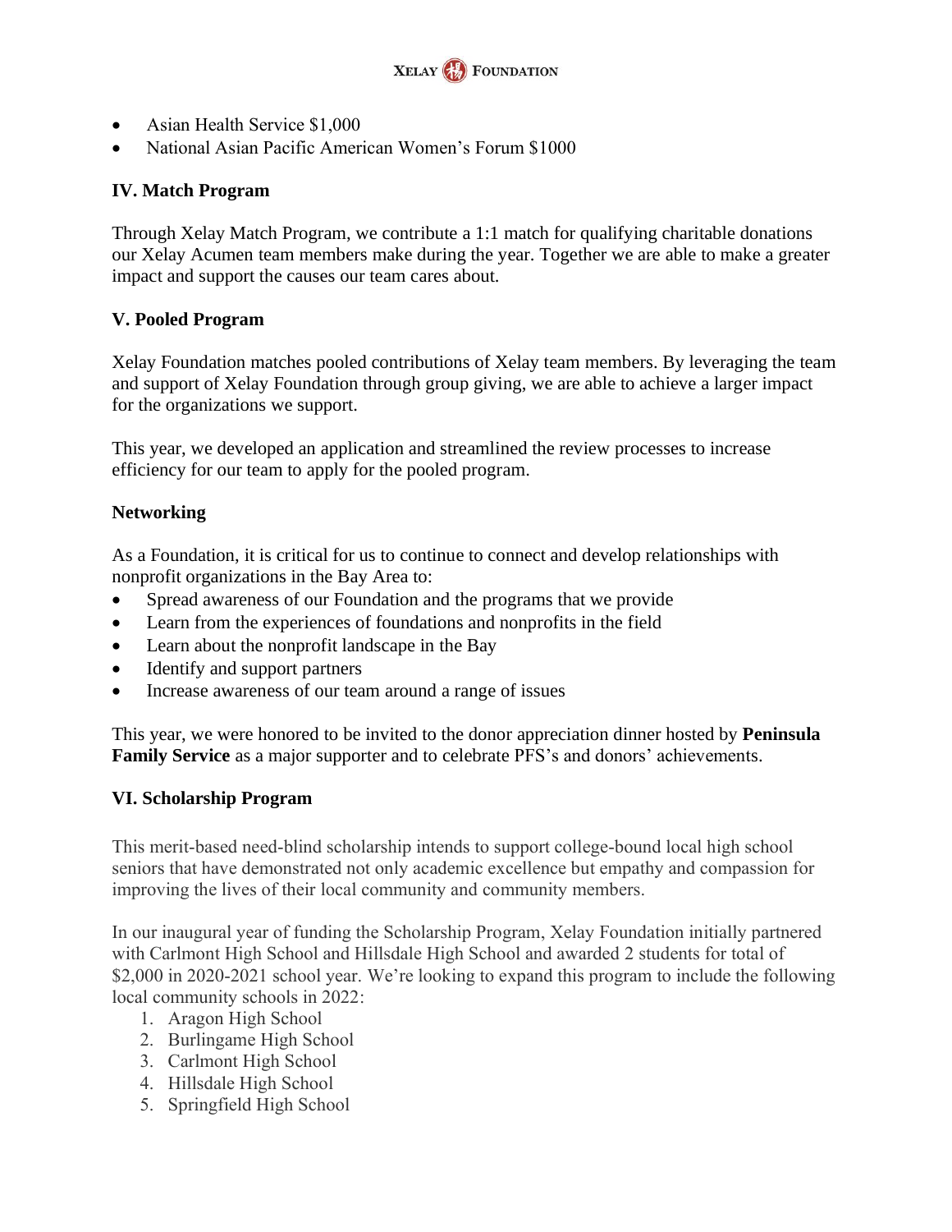- Asian Health Service $1,000
- National Asian Pacific American Women's Forum $1000

### IV. Match Program

Through Xelay Match Program, we contribute a 1:1 match for qualifying charitable donations our Xelay Acumen team members make during the year. Together we are able to make a greater impact and support the causes our team cares about.

### V. Pooled Program

Xelay Foundation matches pooled contributions of Xelay team members. By leveraging the team and support of Xelay Foundation through group giving, we are able to achieve a larger impact for the organizations we support.

This year, we developed an application and streamlined the review processes to increase efficiency for our team to apply for the pooled program.

### Networking

As a Foundation, it is critical for us to continue to connect and develop relationships with nonprofit organizations in the Bay Area to:

- Spread awareness of our Foundation and the programs that we provide
- Learn from the experiences of foundations and nonprofits in the field
- Learn about the nonprofit landscape in the Bay
- Identify and support partners
- Increase awareness of our team around a range of issues

This year, we were honored to be invited to the donor appreciation dinner hosted by **Peninsula Family Service** as a major supporter and to celebrate PFS's and donors' achievements.

### VI. Scholarship Program

This merit-based need-blind scholarship intends to support college-bound local high school seniors that have demonstrated not only academic excellence but empathy and compassion for improving the lives of their local community and community members.

In our inaugural year of funding the Scholarship Program, Xelay Foundation initially partnered with Carlmont High School and Hillsdale High School and awarded 2 students for total of $2,000 in 2020-2021 school year. We're looking to expand this program to include the following local community schools in 2022:

1. Aragon High School
2. Burlingame High School
3. Carlmont High School
4. Hillsdale High School
5. Springfield High School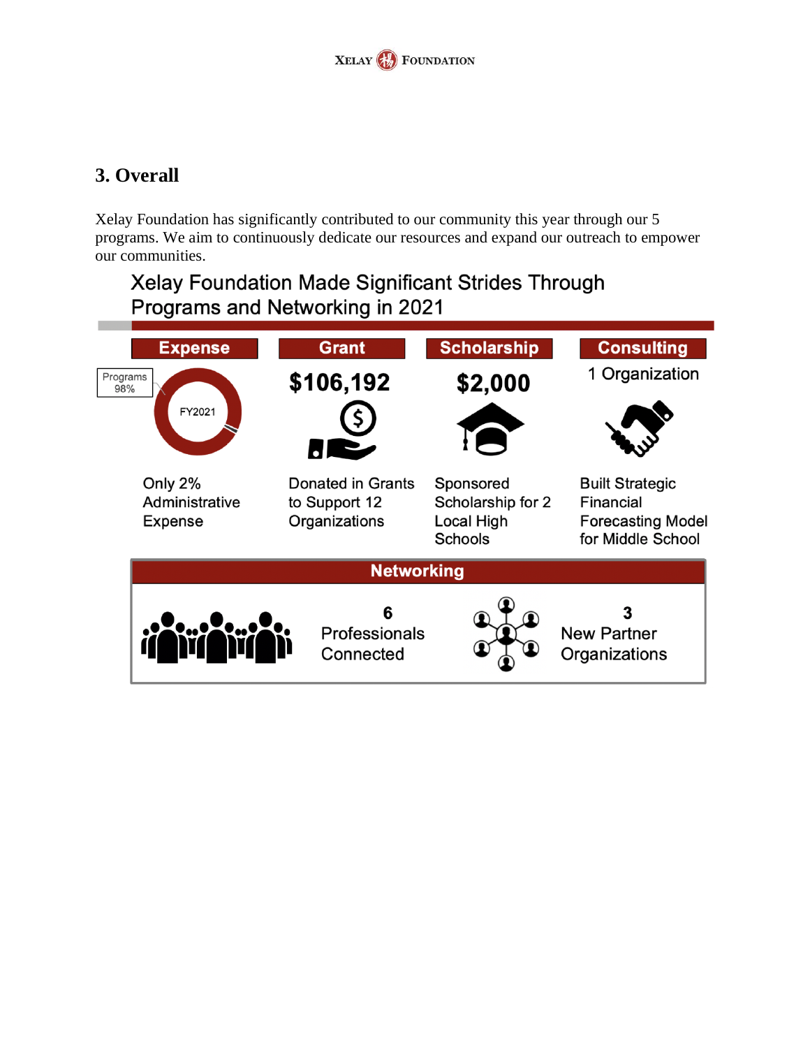## 3. Overall

Xelay Foundation has significantly contributed to our community this year through our 5 programs. We aim to continuously dedicate our resources and expand our outreach to empower our communities.

### Xelay Foundation Made Significant Strides Through Programs and Networking in 2021

**Expense**

Programs 98%

FY2021

Only 2% Administrative Expense

**Grant**

**$106,192**

Donated in Grants to Support 12 Organizations

**Scholarship**

**$2,000**

Sponsored Scholarship for 2 Local High Schools

**Consulting**

1 Organization

Built Strategic Financial Forecasting Model for Middle School

**Networking**

**6**
Professionals Connected

**3**
New Partner Organizations